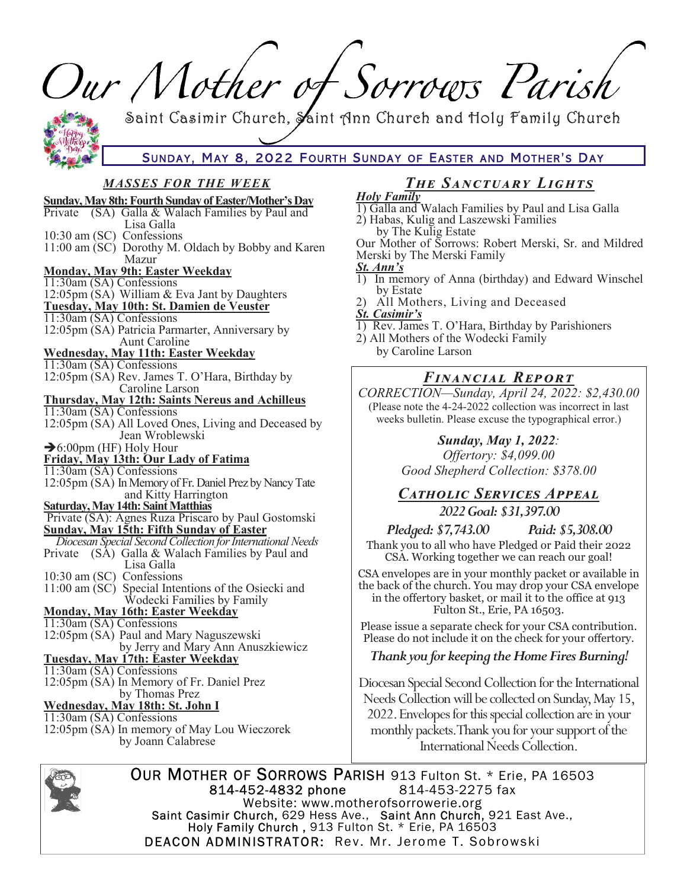# Our Mother of Sorrows Parish

Saint Casimir Church, Saint Ann Church and Holy Family Church

SUNDAY, MAY 8, 2022 FOURTH SUNDAY OF EASTER AND MOTHER'S DAY

## *MASSES FOR THE WEEK*

**Sunday, May 8th: Fourth Sunday of Easter/Mother's Day**
Private (SA) Galla & Walach Families by Paul and Lisa Galla
10:30 am (SC) Confessions
11:00 am (SC) Dorothy M. Oldach by Bobby and Karen Mazur

**Monday, May 9th: Easter Weekday**
11:30am (SA) Confessions
12:05pm (SA) William & Eva Jant by Daughters

**Tuesday, May 10th: St. Damien de Veuster**
11:30am (SA) Confessions
12:05pm (SA) Patricia Parmarter, Anniversary by Aunt Caroline

**Wednesday, May 11th: Easter Weekday**
11:30am (SA) Confessions
12:05pm (SA) Rev. James T. O'Hara, Birthday by Caroline Larson

**Thursday, May 12th: Saints Nereus and Achilleus**
11:30am (SA) Confessions
12:05pm (SA) All Loved Ones, Living and Deceased by Jean Wroblewski
➔6:00pm (HF) Holy Hour

**Friday, May 13th: Our Lady of Fatima**
11:30am (SA) Confessions
12:05pm (SA) In Memory of Fr. Daniel Prez by Nancy Tate and Kitty Harrington

**Saturday, May 14th: Saint Matthias**
Private (SA): Agnes Ruza Priscaro by Paul Gostomski

**Sunday, May 15th: Fifth Sunday of Easter**
*Diocesan Special Second Collection for International Needs*
Private (SA) Galla & Walach Families by Paul and Lisa Galla
10:30 am (SC) Confessions
11:00 am (SC) Special Intentions of the Osiecki and Wodecki Families by Family

**Monday, May 16th: Easter Weekday**
11:30am (SA) Confessions
12:05pm (SA) Paul and Mary Naguszewski by Jerry and Mary Ann Anuszkiewicz

**Tuesday, May 17th: Easter Weekday**
11:30am (SA) Confessions
12:05pm (SA) In Memory of Fr. Daniel Prez by Thomas Prez

**Wednesday, May 18th: St. John I**
11:30am (SA) Confessions
12:05pm (SA) In memory of May Lou Wieczorek by Joann Calabrese

## *THE SANCTUARY LIGHTS*

***Holy Family***
1) Galla and Walach Families by Paul and Lisa Galla
2) Habas, Kulig and Laszewski Families by The Kulig Estate

Our Mother of Sorrows: Robert Merski, Sr. and Mildred Merski by The Merski Family

***St. Ann's***
1) In memory of Anna (birthday) and Edward Winschel by Estate
2) All Mothers, Living and Deceased

***St. Casimir's***
1) Rev. James T. O'Hara, Birthday by Parishioners
2) All Mothers of the Wodecki Family by Caroline Larson

## *FINANCIAL REPORT*

*CORRECTION—Sunday, April 24, 2022: $2,430.00*
(Please note the 4-24-2022 collection was incorrect in last weeks bulletin. Please excuse the typographical error.)

***Sunday, May 1, 2022:***
*Offertory: $4,099.00*
*Good Shepherd Collection: $378.00*

## *CATHOLIC SERVICES APPEAL*

***2022 Goal: $31,397.00***

***Pledged: $7,743.00*** ***Paid: $5,308.00***

Thank you to all who have Pledged or Paid their 2022 CSA. Working together we can reach our goal!

CSA envelopes are in your monthly packet or available in the back of the church. You may drop your CSA envelope in the offertory basket, or mail it to the office at 913 Fulton St., Erie, PA 16503.

Please issue a separate check for your CSA contribution. Please do not include it on the check for your offertory.

***Thank you for keeping the Home Fires Burning!***

Diocesan Special Second Collection for the International Needs Collection will be collected on Sunday, May 15, 2022. Envelopes for this special collection are in your monthly packets. Thank you for your support of the International Needs Collection.

OUR MOTHER OF SORROWS PARISH 913 Fulton St. * Erie, PA 16503
814-452-4832 phone 814-453-2275 fax
Website: www.motherofsorrowerie.org
Saint Casimir Church, 629 Hess Ave., Saint Ann Church, 921 East Ave., Holy Family Church , 913 Fulton St. * Erie, PA 16503
DEACON ADMINISTRATOR: Rev. Mr. Jerome T. Sobrowski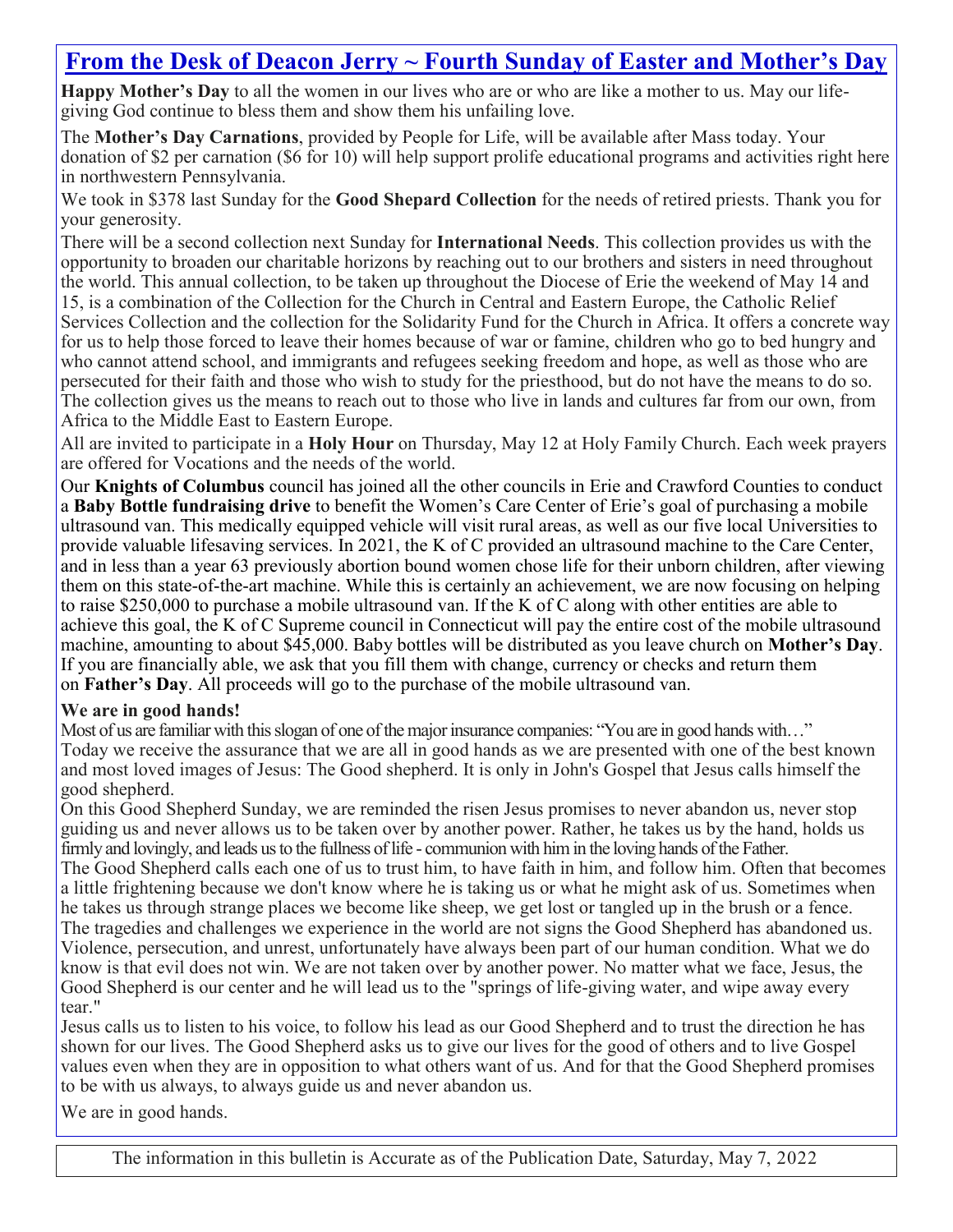## From the Desk of Deacon Jerry ~ Fourth Sunday of Easter and Mother's Day

**Happy Mother's Day** to all the women in our lives who are or who are like a mother to us. May our life-giving God continue to bless them and show them his unfailing love.

The **Mother's Day Carnations**, provided by People for Life, will be available after Mass today. Your donation of $2 per carnation ($6 for 10) will help support prolife educational programs and activities right here in northwestern Pennsylvania.

We took in $378 last Sunday for the **Good Shepard Collection** for the needs of retired priests. Thank you for your generosity.

There will be a second collection next Sunday for **International Needs**. This collection provides us with the opportunity to broaden our charitable horizons by reaching out to our brothers and sisters in need throughout the world. This annual collection, to be taken up throughout the Diocese of Erie the weekend of May 14 and 15, is a combination of the Collection for the Church in Central and Eastern Europe, the Catholic Relief Services Collection and the collection for the Solidarity Fund for the Church in Africa. It offers a concrete way for us to help those forced to leave their homes because of war or famine, children who go to bed hungry and who cannot attend school, and immigrants and refugees seeking freedom and hope, as well as those who are persecuted for their faith and those who wish to study for the priesthood, but do not have the means to do so. The collection gives us the means to reach out to those who live in lands and cultures far from our own, from Africa to the Middle East to Eastern Europe.

All are invited to participate in a **Holy Hour** on Thursday, May 12 at Holy Family Church. Each week prayers are offered for Vocations and the needs of the world.

Our **Knights of Columbus** council has joined all the other councils in Erie and Crawford Counties to conduct a **Baby Bottle fundraising drive** to benefit the Women's Care Center of Erie's goal of purchasing a mobile ultrasound van. This medically equipped vehicle will visit rural areas, as well as our five local Universities to provide valuable lifesaving services. In 2021, the K of C provided an ultrasound machine to the Care Center, and in less than a year 63 previously abortion bound women chose life for their unborn children, after viewing them on this state-of-the-art machine. While this is certainly an achievement, we are now focusing on helping to raise $250,000 to purchase a mobile ultrasound van. If the K of C along with other entities are able to achieve this goal, the K of C Supreme council in Connecticut will pay the entire cost of the mobile ultrasound machine, amounting to about $45,000. Baby bottles will be distributed as you leave church on **Mother's Day**. If you are financially able, we ask that you fill them with change, currency or checks and return them on **Father's Day**. All proceeds will go to the purchase of the mobile ultrasound van.

**We are in good hands!**

Most of us are familiar with this slogan of one of the major insurance companies: "You are in good hands with…" Today we receive the assurance that we are all in good hands as we are presented with one of the best known and most loved images of Jesus: The Good shepherd. It is only in John's Gospel that Jesus calls himself the good shepherd.

On this Good Shepherd Sunday, we are reminded the risen Jesus promises to never abandon us, never stop guiding us and never allows us to be taken over by another power. Rather, he takes us by the hand, holds us firmly and lovingly, and leads us to the fullness of life - communion with him in the loving hands of the Father.

The Good Shepherd calls each one of us to trust him, to have faith in him, and follow him. Often that becomes a little frightening because we don't know where he is taking us or what he might ask of us. Sometimes when he takes us through strange places we become like sheep, we get lost or tangled up in the brush or a fence. The tragedies and challenges we experience in the world are not signs the Good Shepherd has abandoned us. Violence, persecution, and unrest, unfortunately have always been part of our human condition. What we do know is that evil does not win. We are not taken over by another power. No matter what we face, Jesus, the Good Shepherd is our center and he will lead us to the "springs of life-giving water, and wipe away every tear."

Jesus calls us to listen to his voice, to follow his lead as our Good Shepherd and to trust the direction he has shown for our lives. The Good Shepherd asks us to give our lives for the good of others and to live Gospel values even when they are in opposition to what others want of us. And for that the Good Shepherd promises to be with us always, to always guide us and never abandon us.

We are in good hands.

The information in this bulletin is Accurate as of the Publication Date, Saturday, May 7, 2022